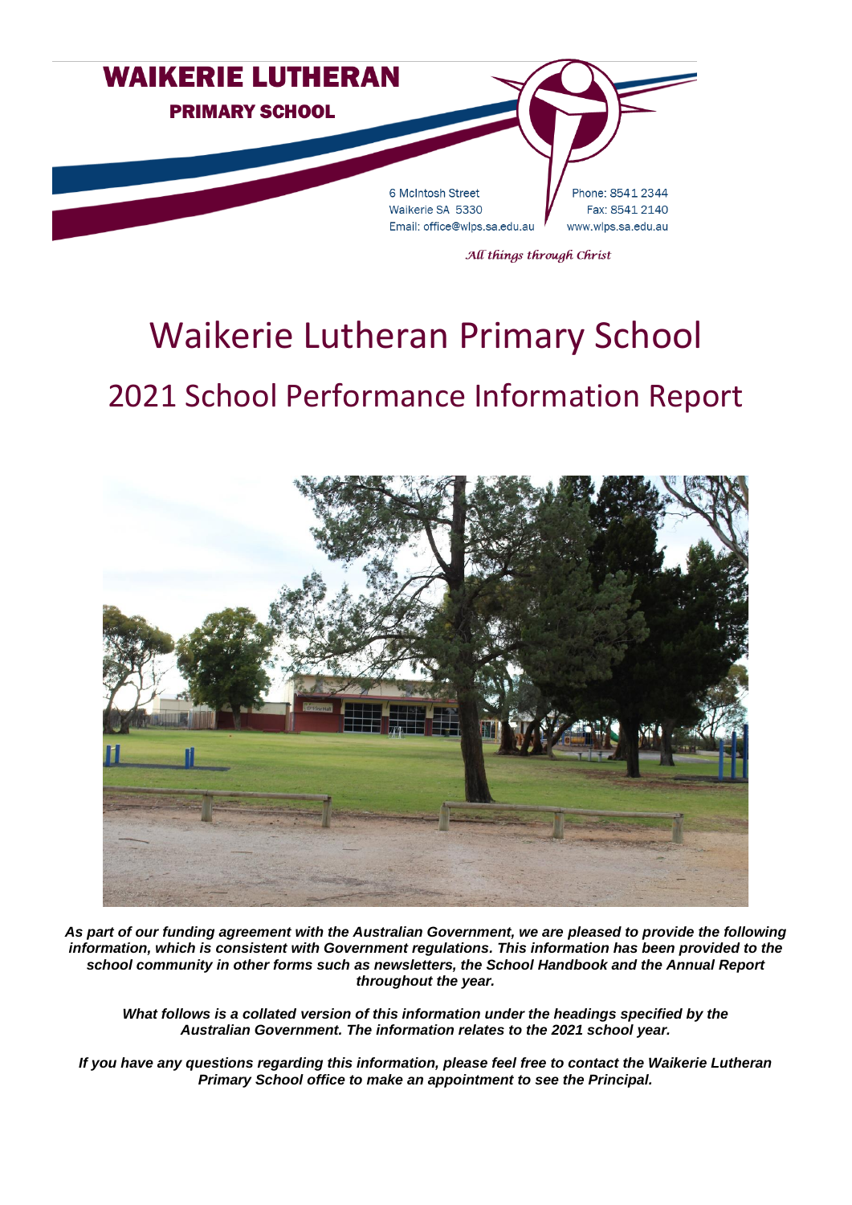WAIKERIE LUTHERAN

PRIMARY SCHOOL

6 McIntosh Street
Waikerie SA 5330
Email: office@wlps.sa.edu.au

Phone: 8541 2344
Fax: 8541 2140
www.wlps.sa.edu.au

*All things through Christ*

# Waikerie Lutheran Primary School

## 2021 School Performance Information Report

***As part of our funding agreement with the Australian Government, we are pleased to provide the following information, which is consistent with Government regulations. This information has been provided to the school community in other forms such as newsletters, the School Handbook and the Annual Report throughout the year.***

***What follows is a collated version of this information under the headings specified by the Australian Government. The information relates to the 2021 school year.***

***If you have any questions regarding this information, please feel free to contact the Waikerie Lutheran Primary School office to make an appointment to see the Principal.***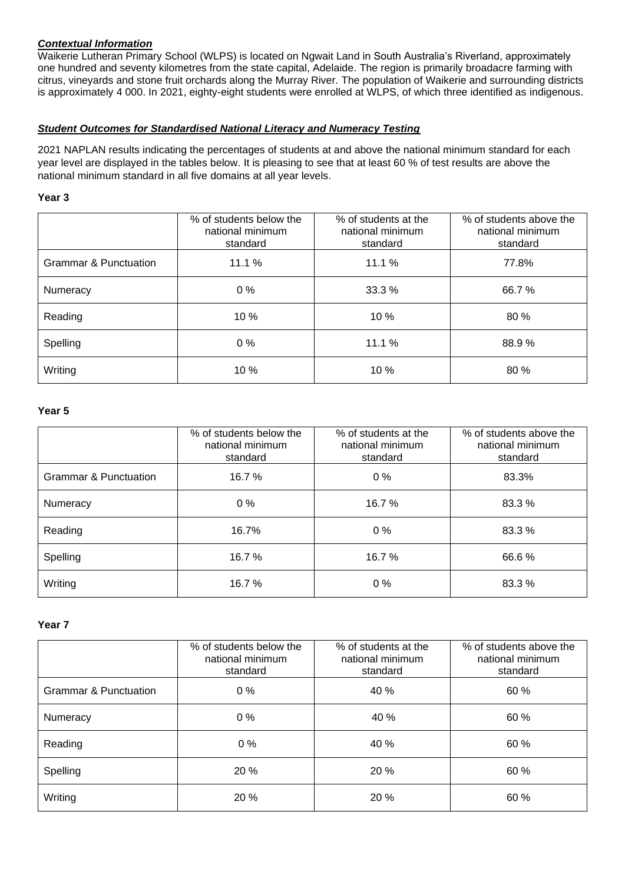***Contextual Information***

Waikerie Lutheran Primary School (WLPS) is located on Ngwait Land in South Australia's Riverland, approximately one hundred and seventy kilometres from the state capital, Adelaide. The region is primarily broadacre farming with citrus, vineyards and stone fruit orchards along the Murray River. The population of Waikerie and surrounding districts is approximately 4 000. In 2021, eighty-eight students were enrolled at WLPS, of which three identified as indigenous.

***Student Outcomes for Standardised National Literacy and Numeracy Testing***

2021 NAPLAN results indicating the percentages of students at and above the national minimum standard for each year level are displayed in the tables below. It is pleasing to see that at least 60 % of test results are above the national minimum standard in all five domains at all year levels.

**Year 3**

| | % of students below the national minimum standard | % of students at the national minimum standard | % of students above the national minimum standard |
|---|---|---|---|
| Grammar & Punctuation | 11.1 % | 11.1 % | 77.8% |
| Numeracy | 0 % | 33.3 % | 66.7 % |
| Reading | 10 % | 10 % | 80 % |
| Spelling | 0 % | 11.1 % | 88.9 % |
| Writing | 10 % | 10 % | 80 % |

**Year 5**

| | % of students below the national minimum standard | % of students at the national minimum standard | % of students above the national minimum standard |
|---|---|---|---|
| Grammar & Punctuation | 16.7 % | 0 % | 83.3% |
| Numeracy | 0 % | 16.7 % | 83.3 % |
| Reading | 16.7% | 0 % | 83.3 % |
| Spelling | 16.7 % | 16.7 % | 66.6 % |
| Writing | 16.7 % | 0 % | 83.3 % |

**Year 7**

| | % of students below the national minimum standard | % of students at the national minimum standard | % of students above the national minimum standard |
|---|---|---|---|
| Grammar & Punctuation | 0 % | 40 % | 60 % |
| Numeracy | 0 % | 40 % | 60 % |
| Reading | 0 % | 40 % | 60 % |
| Spelling | 20 % | 20 % | 60 % |
| Writing | 20 % | 20 % | 60 % |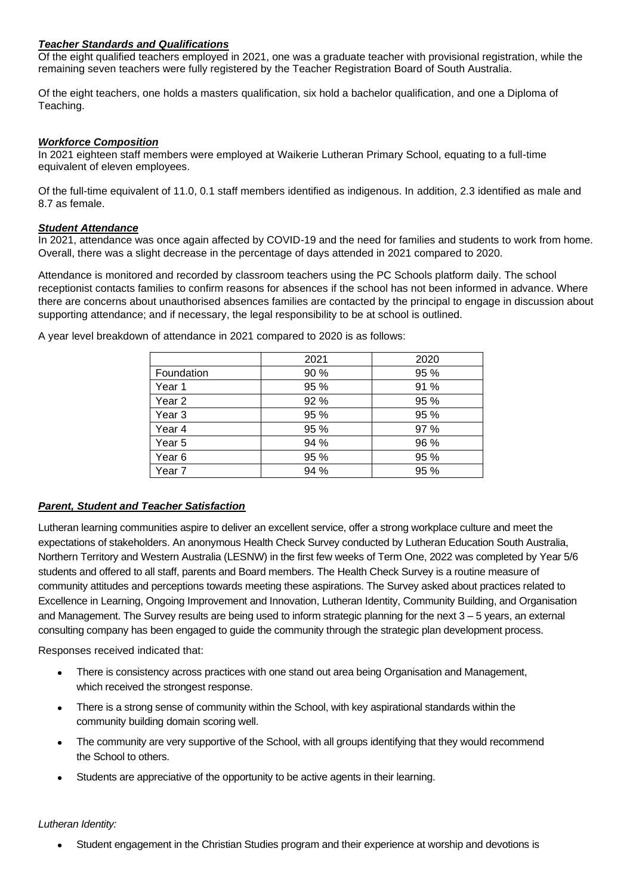***Teacher Standards and Qualifications***

Of the eight qualified teachers employed in 2021, one was a graduate teacher with provisional registration, while the remaining seven teachers were fully registered by the Teacher Registration Board of South Australia.

Of the eight teachers, one holds a masters qualification, six hold a bachelor qualification, and one a Diploma of Teaching.

***Workforce Composition***

In 2021 eighteen staff members were employed at Waikerie Lutheran Primary School, equating to a full-time equivalent of eleven employees.

Of the full-time equivalent of 11.0, 0.1 staff members identified as indigenous. In addition, 2.3 identified as male and 8.7 as female.

***Student Attendance***

In 2021, attendance was once again affected by COVID-19 and the need for families and students to work from home. Overall, there was a slight decrease in the percentage of days attended in 2021 compared to 2020.

Attendance is monitored and recorded by classroom teachers using the PC Schools platform daily. The school receptionist contacts families to confirm reasons for absences if the school has not been informed in advance. Where there are concerns about unauthorised absences families are contacted by the principal to engage in discussion about supporting attendance; and if necessary, the legal responsibility to be at school is outlined.

A year level breakdown of attendance in 2021 compared to 2020 is as follows:

| | 2021 | 2020 |
|---|---|---|
| Foundation | 90 % | 95 % |
| Year 1 | 95 % | 91 % |
| Year 2 | 92 % | 95 % |
| Year 3 | 95 % | 95 % |
| Year 4 | 95 % | 97 % |
| Year 5 | 94 % | 96 % |
| Year 6 | 95 % | 95 % |
| Year 7 | 94 % | 95 % |

***Parent, Student and Teacher Satisfaction***

Lutheran learning communities aspire to deliver an excellent service, offer a strong workplace culture and meet the expectations of stakeholders. An anonymous Health Check Survey conducted by Lutheran Education South Australia, Northern Territory and Western Australia (LESNW) in the first few weeks of Term One, 2022 was completed by Year 5/6 students and offered to all staff, parents and Board members. The Health Check Survey is a routine measure of community attitudes and perceptions towards meeting these aspirations. The Survey asked about practices related to Excellence in Learning, Ongoing Improvement and Innovation, Lutheran Identity, Community Building, and Organisation and Management. The Survey results are being used to inform strategic planning for the next 3 – 5 years, an external consulting company has been engaged to guide the community through the strategic plan development process.

Responses received indicated that:

- There is consistency across practices with one stand out area being Organisation and Management, which received the strongest response.
- There is a strong sense of community within the School, with key aspirational standards within the community building domain scoring well.
- The community are very supportive of the School, with all groups identifying that they would recommend the School to others.
- Students are appreciative of the opportunity to be active agents in their learning.

*Lutheran Identity:*

- Student engagement in the Christian Studies program and their experience at worship and devotions is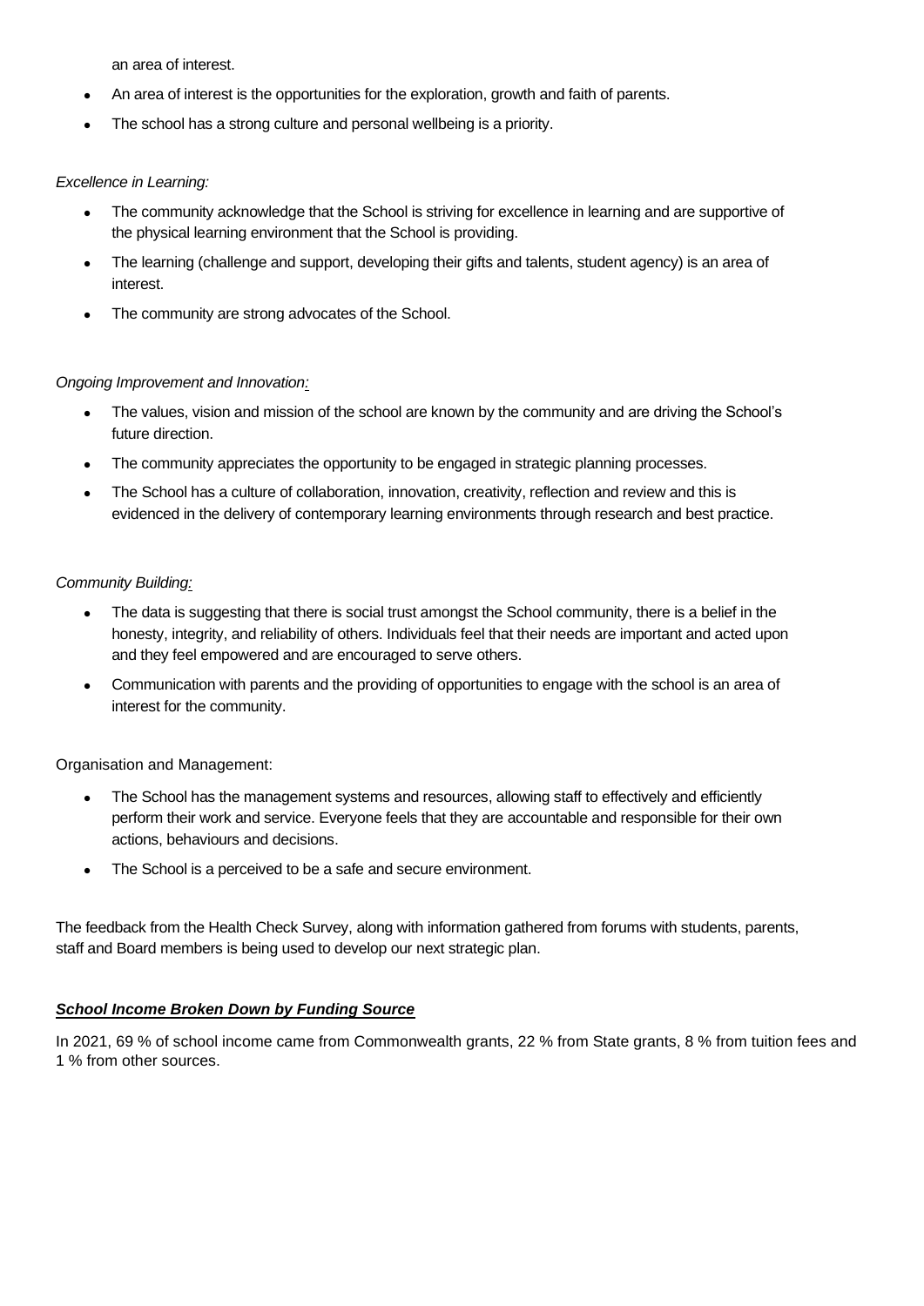an area of interest.

- An area of interest is the opportunities for the exploration, growth and faith of parents.
- The school has a strong culture and personal wellbeing is a priority.

*Excellence in Learning:*

- The community acknowledge that the School is striving for excellence in learning and are supportive of the physical learning environment that the School is providing.
- The learning (challenge and support, developing their gifts and talents, student agency) is an area of interest.
- The community are strong advocates of the School.

*Ongoing Improvement and Innovation:*

- The values, vision and mission of the school are known by the community and are driving the School's future direction.
- The community appreciates the opportunity to be engaged in strategic planning processes.
- The School has a culture of collaboration, innovation, creativity, reflection and review and this is evidenced in the delivery of contemporary learning environments through research and best practice.

*Community Building:*

- The data is suggesting that there is social trust amongst the School community, there is a belief in the honesty, integrity, and reliability of others. Individuals feel that their needs are important and acted upon and they feel empowered and are encouraged to serve others.
- Communication with parents and the providing of opportunities to engage with the school is an area of interest for the community.

Organisation and Management:

- The School has the management systems and resources, allowing staff to effectively and efficiently perform their work and service. Everyone feels that they are accountable and responsible for their own actions, behaviours and decisions.
- The School is a perceived to be a safe and secure environment.

The feedback from the Health Check Survey, along with information gathered from forums with students, parents, staff and Board members is being used to develop our next strategic plan.

***School Income Broken Down by Funding Source***

In 2021, 69 % of school income came from Commonwealth grants, 22 % from State grants, 8 % from tuition fees and 1 % from other sources.